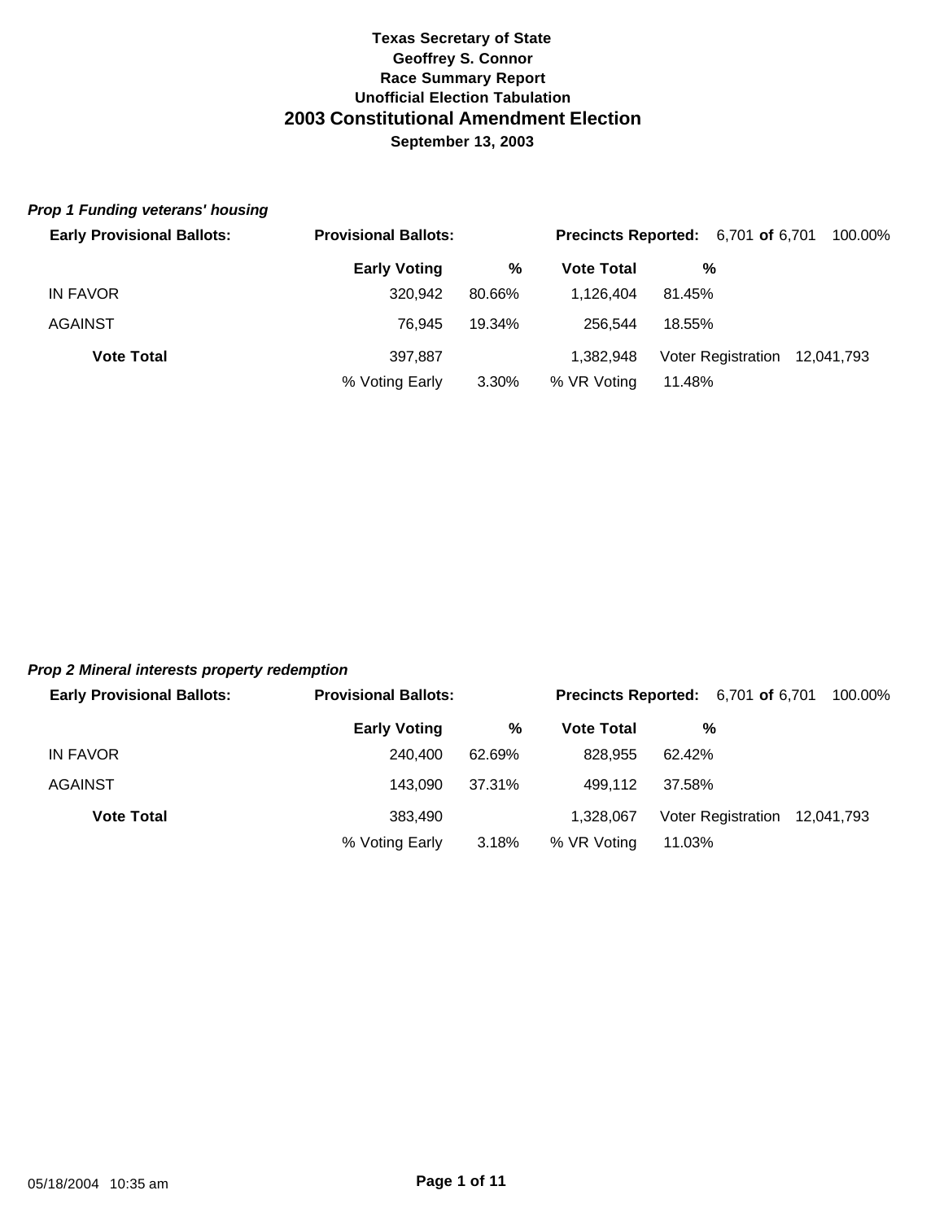**Texas Secretary of State**
**Geoffrey S. Connor**
**Race Summary Report**
**Unofficial Election Tabulation**

# 2003 Constitutional Amendment Election

**September 13, 2003**

***Prop 1 Funding veterans' housing***

**Early Provisional Ballots:** | **Provisional Ballots:** | **Precincts Reported:** 6,701 **of** 6,701 100.00%

| | Early Voting | % | Vote Total | % | | |
|---|---|---|---|---|---|---|
| IN FAVOR | 320,942 | 80.66% | 1,126,404 | 81.45% | | |
| AGAINST | 76,945 | 19.34% | 256,544 | 18.55% | | |
| **Vote Total** | 397,887 | | 1,382,948 | | Voter Registration | 12,041,793 |
| | % Voting Early | 3.30% | % VR Voting | 11.48% | | |

***Prop 2 Mineral interests property redemption***

**Early Provisional Ballots:** | **Provisional Ballots:** | **Precincts Reported:** 6,701 **of** 6,701 100.00%

| | Early Voting | % | Vote Total | % | | |
|---|---|---|---|---|---|---|
| IN FAVOR | 240,400 | 62.69% | 828,955 | 62.42% | | |
| AGAINST | 143,090 | 37.31% | 499,112 | 37.58% | | |
| **Vote Total** | 383,490 | | 1,328,067 | | Voter Registration | 12,041,793 |
| | % Voting Early | 3.18% | % VR Voting | 11.03% | | |

05/18/2004 10:35 am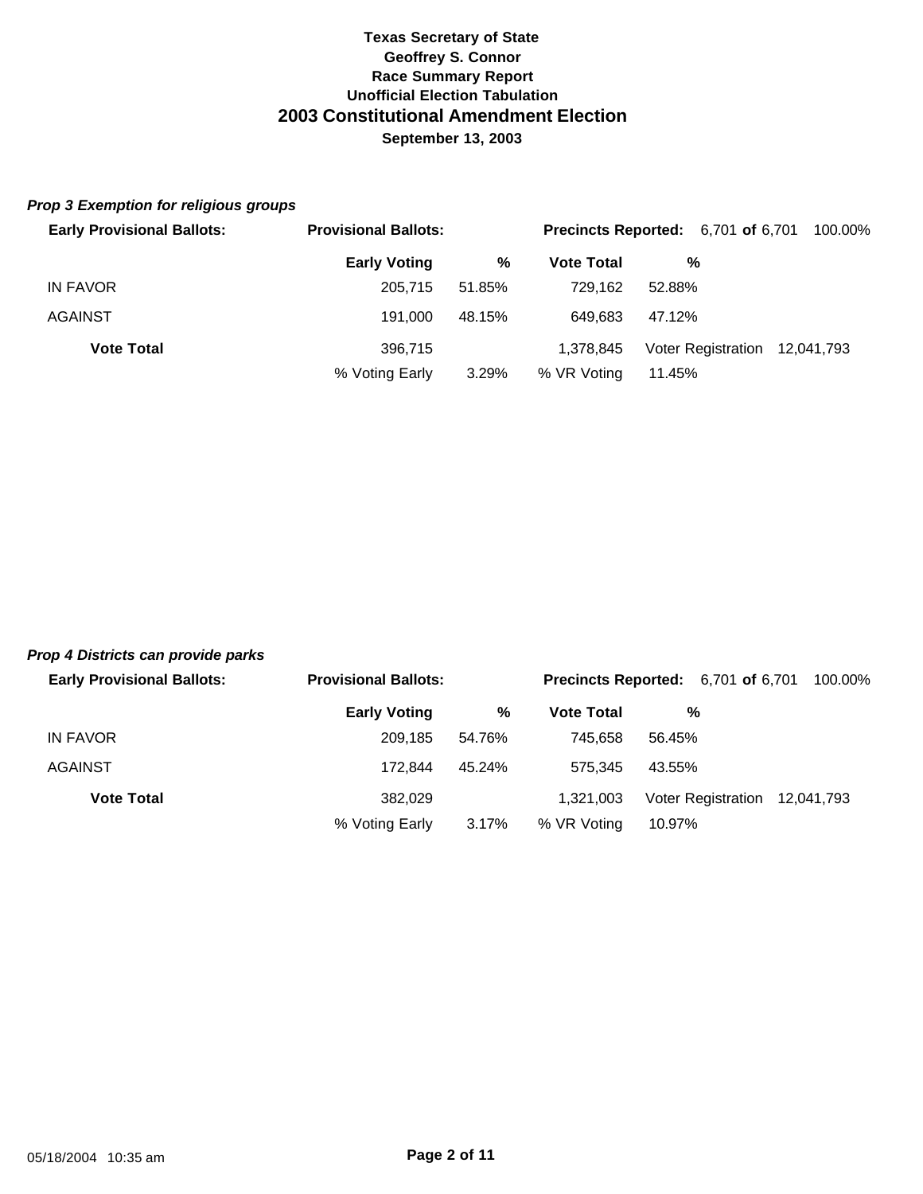# Texas Secretary of State
## Geoffrey S. Connor
### Race Summary Report
### Unofficial Election Tabulation
## 2003 Constitutional Amendment Election
### September 13, 2003

***Prop 3 Exemption for religious groups***

**Early Provisional Ballots:** **Provisional Ballots:** **Precincts Reported:** 6,701 **of** 6,701 100.00%

| | Early Voting | % | Vote Total | % | | |
|---|---|---|---|---|---|---|
| IN FAVOR | 205,715 | 51.85% | 729,162 | 52.88% | | |
| AGAINST | 191,000 | 48.15% | 649,683 | 47.12% | | |
| **Vote Total** | 396,715 | | 1,378,845 | Voter Registration | | 12,041,793 |
| | % Voting Early | 3.29% | % VR Voting | 11.45% | | |

***Prop 4 Districts can provide parks***

**Early Provisional Ballots:** **Provisional Ballots:** **Precincts Reported:** 6,701 **of** 6,701 100.00%

| | Early Voting | % | Vote Total | % | | |
|---|---|---|---|---|---|---|
| IN FAVOR | 209,185 | 54.76% | 745,658 | 56.45% | | |
| AGAINST | 172,844 | 45.24% | 575,345 | 43.55% | | |
| **Vote Total** | 382,029 | | 1,321,003 | Voter Registration | | 12,041,793 |
| | % Voting Early | 3.17% | % VR Voting | 10.97% | | |

05/18/2004 10:35 am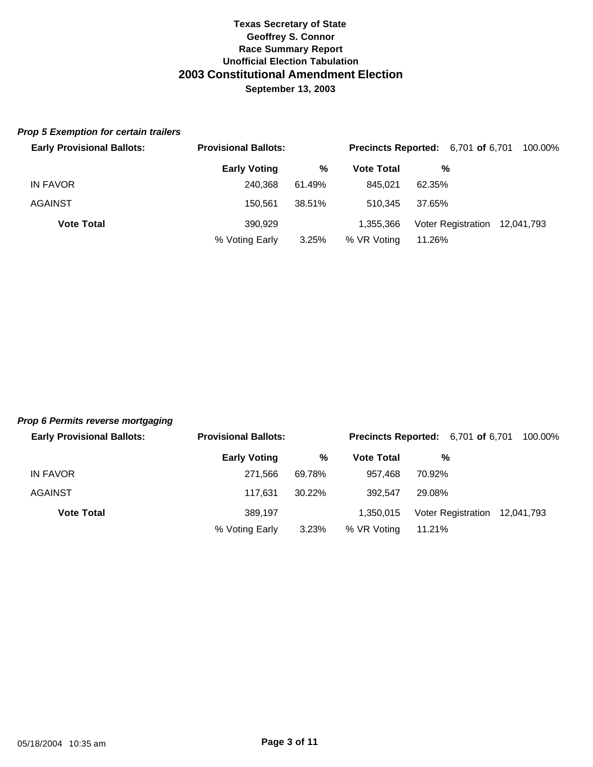**Texas Secretary of State**
**Geoffrey S. Connor**
**Race Summary Report**
**Unofficial Election Tabulation**

# 2003 Constitutional Amendment Election

**September 13, 2003**

### *Prop 5 Exemption for certain trailers*

**Early Provisional Ballots:** **Provisional Ballots:** **Precincts Reported:** 6,701 **of** 6,701 100.00%

| | Early Voting | % | Vote Total | % | |
|---|---|---|---|---|---|
| IN FAVOR | 240,368 | 61.49% | 845,021 | 62.35% | |
| AGAINST | 150,561 | 38.51% | 510,345 | 37.65% | |
| **Vote Total** | 390,929 | | 1,355,366 | Voter Registration | 12,041,793 |
| | % Voting Early | 3.25% | % VR Voting | 11.26% | |

### *Prop 6 Permits reverse mortgaging*

**Early Provisional Ballots:** **Provisional Ballots:** **Precincts Reported:** 6,701 **of** 6,701 100.00%

| | Early Voting | % | Vote Total | % | |
|---|---|---|---|---|---|
| IN FAVOR | 271,566 | 69.78% | 957,468 | 70.92% | |
| AGAINST | 117,631 | 30.22% | 392,547 | 29.08% | |
| **Vote Total** | 389,197 | | 1,350,015 | Voter Registration | 12,041,793 |
| | % Voting Early | 3.23% | % VR Voting | 11.21% | |

05/18/2004 10:35 am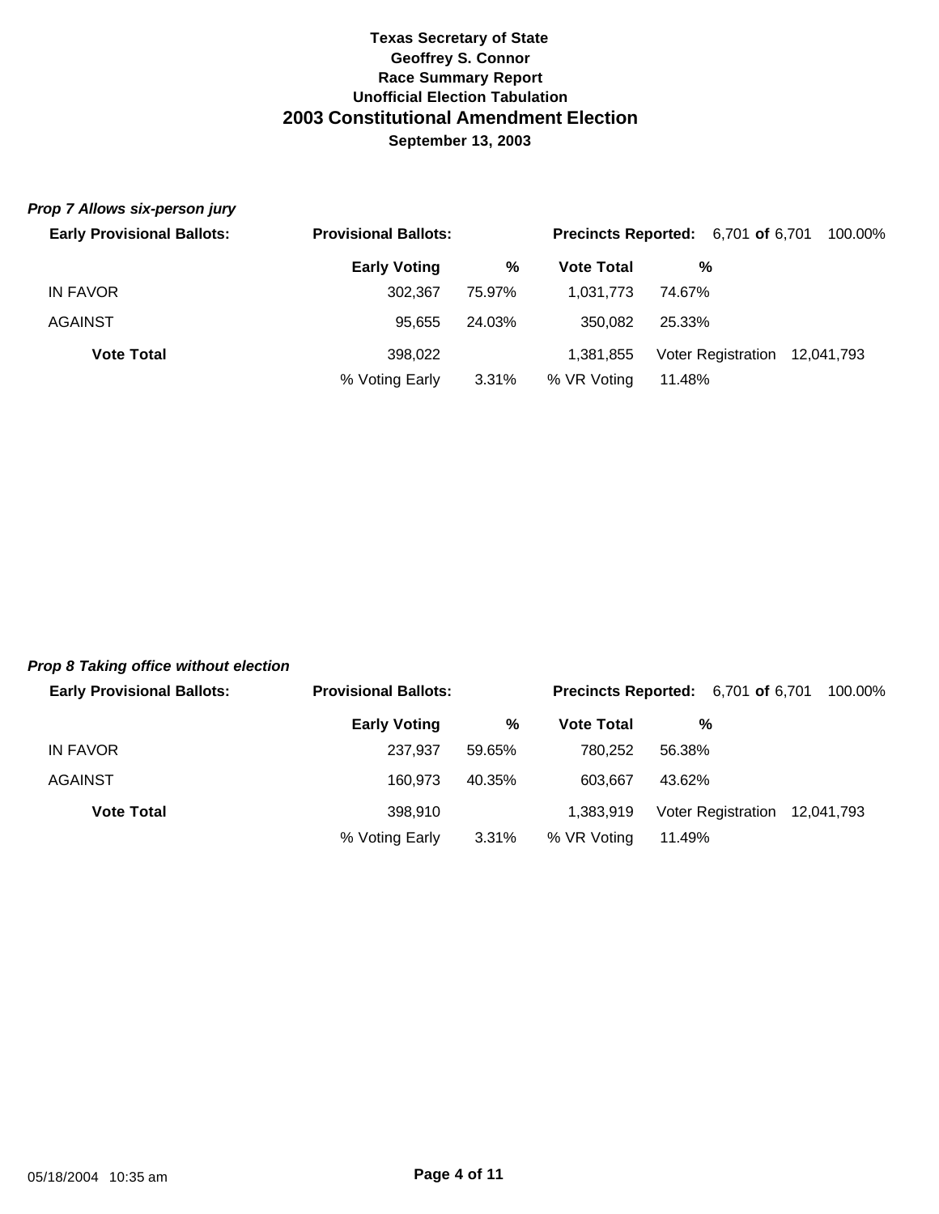**Texas Secretary of State**
**Geoffrey S. Connor**
**Race Summary Report**
**Unofficial Election Tabulation**

# 2003 Constitutional Amendment Election

**September 13, 2003**

***Prop 7 Allows six-person jury***

**Early Provisional Ballots:** **Provisional Ballots:** **Precincts Reported:** 6,701 **of** 6,701 100.00%

| | Early Voting | % | Vote Total | % | |
|---|---|---|---|---|---|
| IN FAVOR | 302,367 | 75.97% | 1,031,773 | 74.67% | |
| AGAINST | 95,655 | 24.03% | 350,082 | 25.33% | |
| **Vote Total** | 398,022 | | 1,381,855 | Voter Registration | 12,041,793 |
| | % Voting Early | 3.31% | % VR Voting | 11.48% | |

***Prop 8 Taking office without election***

**Early Provisional Ballots:** **Provisional Ballots:** **Precincts Reported:** 6,701 **of** 6,701 100.00%

| | Early Voting | % | Vote Total | % | |
|---|---|---|---|---|---|
| IN FAVOR | 237,937 | 59.65% | 780,252 | 56.38% | |
| AGAINST | 160,973 | 40.35% | 603,667 | 43.62% | |
| **Vote Total** | 398,910 | | 1,383,919 | Voter Registration | 12,041,793 |
| | % Voting Early | 3.31% | % VR Voting | 11.49% | |

05/18/2004 10:35 am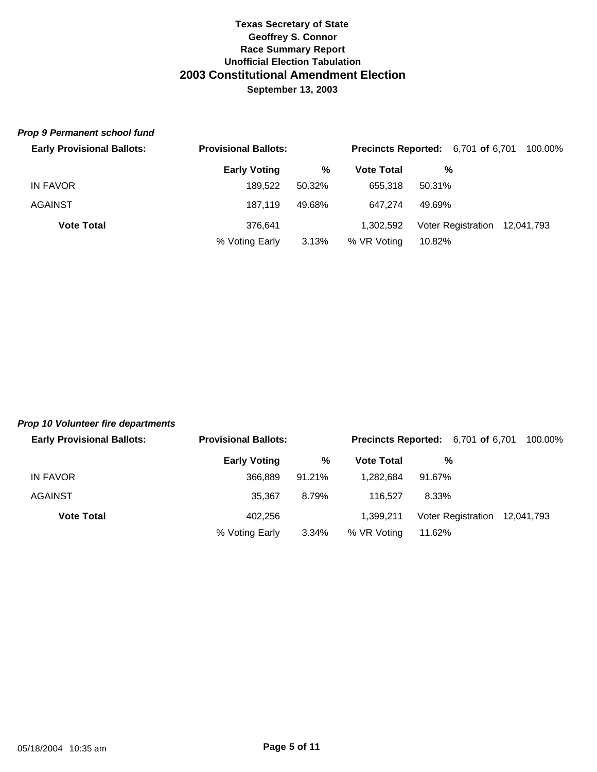**Texas Secretary of State**
**Geoffrey S. Connor**
**Race Summary Report**
**Unofficial Election Tabulation**

# 2003 Constitutional Amendment Election

**September 13, 2003**

### *Prop 9 Permanent school fund*

**Early Provisional Ballots:** | **Provisional Ballots:** | **Precincts Reported:** 6,701 **of** 6,701 100.00%

| | Early Voting | % | Vote Total | % | | |
|---|---|---|---|---|---|---|
| IN FAVOR | 189,522 | 50.32% | 655,318 | 50.31% | | |
| AGAINST | 187,119 | 49.68% | 647,274 | 49.69% | | |
| **Vote Total** | 376,641 | | 1,302,592 | Voter Registration | 12,041,793 | |
| | % Voting Early | 3.13% | % VR Voting | 10.82% | | |

### *Prop 10 Volunteer fire departments*

**Early Provisional Ballots:** | **Provisional Ballots:** | **Precincts Reported:** 6,701 **of** 6,701 100.00%

| | Early Voting | % | Vote Total | % | | |
|---|---|---|---|---|---|---|
| IN FAVOR | 366,889 | 91.21% | 1,282,684 | 91.67% | | |
| AGAINST | 35,367 | 8.79% | 116,527 | 8.33% | | |
| **Vote Total** | 402,256 | | 1,399,211 | Voter Registration | 12,041,793 | |
| | % Voting Early | 3.34% | % VR Voting | 11.62% | | |

05/18/2004 10:35 am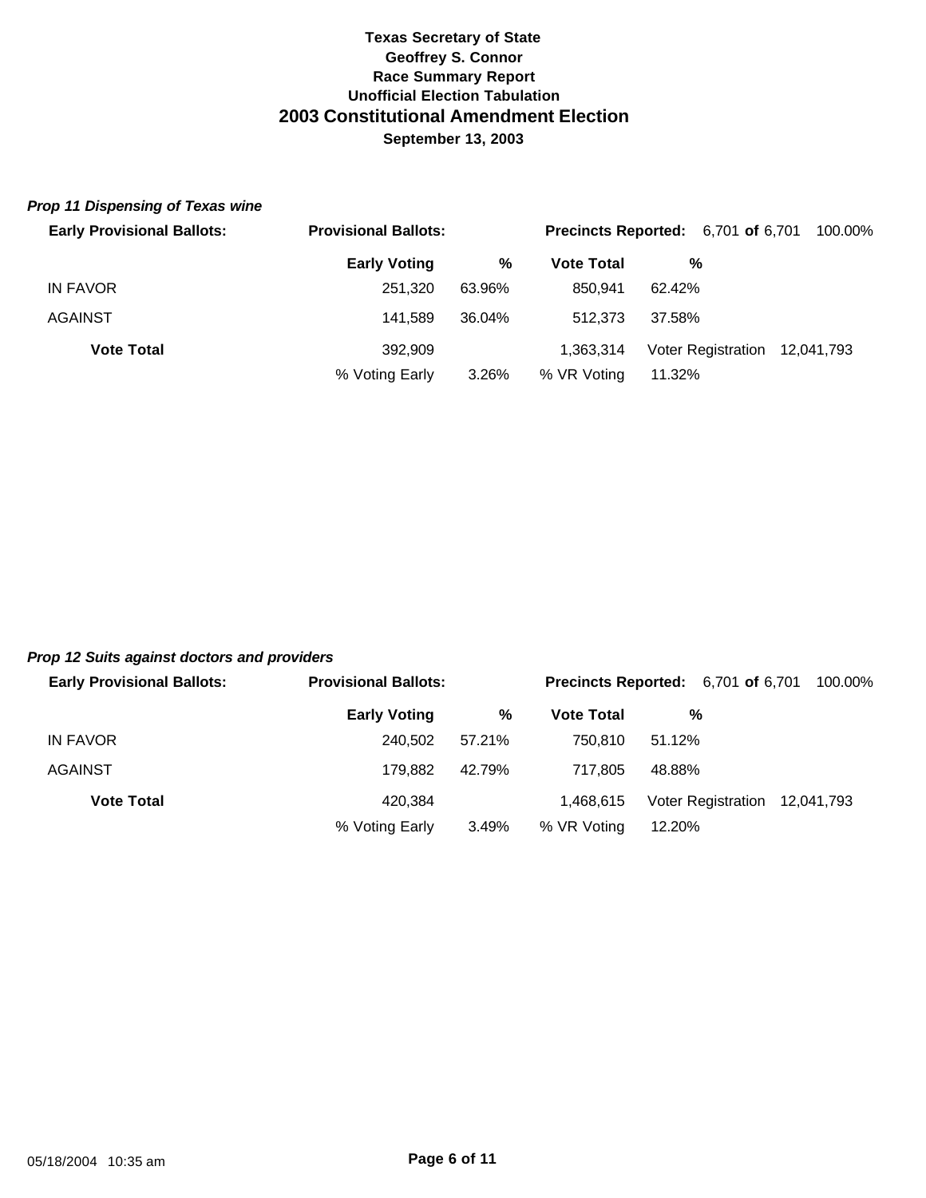**Texas Secretary of State**
**Geoffrey S. Connor**
**Race Summary Report**
**Unofficial Election Tabulation**

# 2003 Constitutional Amendment Election

**September 13, 2003**

### *Prop 11 Dispensing of Texas wine*

**Early Provisional Ballots:** **Provisional Ballots:** **Precincts Reported:** 6,701 **of** 6,701 100.00%

| | Early Voting | % | Vote Total | % | |
|---|---|---|---|---|---|
| IN FAVOR | 251,320 | 63.96% | 850,941 | 62.42% | |
| AGAINST | 141,589 | 36.04% | 512,373 | 37.58% | |
| **Vote Total** | 392,909 | | 1,363,314 | Voter Registration | 12,041,793 |
| | % Voting Early | 3.26% | % VR Voting | 11.32% | |

### *Prop 12 Suits against doctors and providers*

**Early Provisional Ballots:** **Provisional Ballots:** **Precincts Reported:** 6,701 **of** 6,701 100.00%

| | Early Voting | % | Vote Total | % | |
|---|---|---|---|---|---|
| IN FAVOR | 240,502 | 57.21% | 750,810 | 51.12% | |
| AGAINST | 179,882 | 42.79% | 717,805 | 48.88% | |
| **Vote Total** | 420,384 | | 1,468,615 | Voter Registration | 12,041,793 |
| | % Voting Early | 3.49% | % VR Voting | 12.20% | |

05/18/2004 10:35 am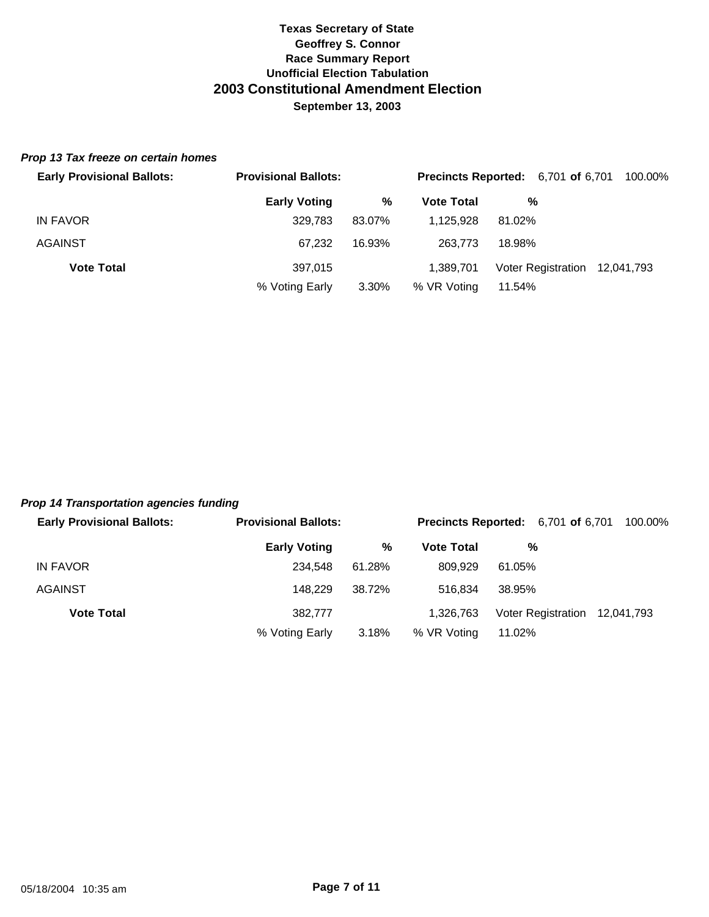# Texas Secretary of State
## Geoffrey S. Connor
## Race Summary Report
## Unofficial Election Tabulation
# 2003 Constitutional Amendment Election
## September 13, 2003

### *Prop 13 Tax freeze on certain homes*

**Early Provisional Ballots:** **Provisional Ballots:** **Precincts Reported:** 6,701 **of** 6,701 100.00%

| | Early Voting | % | Vote Total | % | | |
|---|---|---|---|---|---|---|
| IN FAVOR | 329,783 | 83.07% | 1,125,928 | 81.02% | | |
| AGAINST | 67,232 | 16.93% | 263,773 | 18.98% | | |
| **Vote Total** | 397,015 | | 1,389,701 | Voter Registration | 12,041,793 | |
| | % Voting Early | 3.30% | % VR Voting | 11.54% | | |

### *Prop 14 Transportation agencies funding*

**Early Provisional Ballots:** **Provisional Ballots:** **Precincts Reported:** 6,701 **of** 6,701 100.00%

| | Early Voting | % | Vote Total | % | | |
|---|---|---|---|---|---|---|
| IN FAVOR | 234,548 | 61.28% | 809,929 | 61.05% | | |
| AGAINST | 148,229 | 38.72% | 516,834 | 38.95% | | |
| **Vote Total** | 382,777 | | 1,326,763 | Voter Registration | 12,041,793 | |
| | % Voting Early | 3.18% | % VR Voting | 11.02% | | |

05/18/2004 10:35 am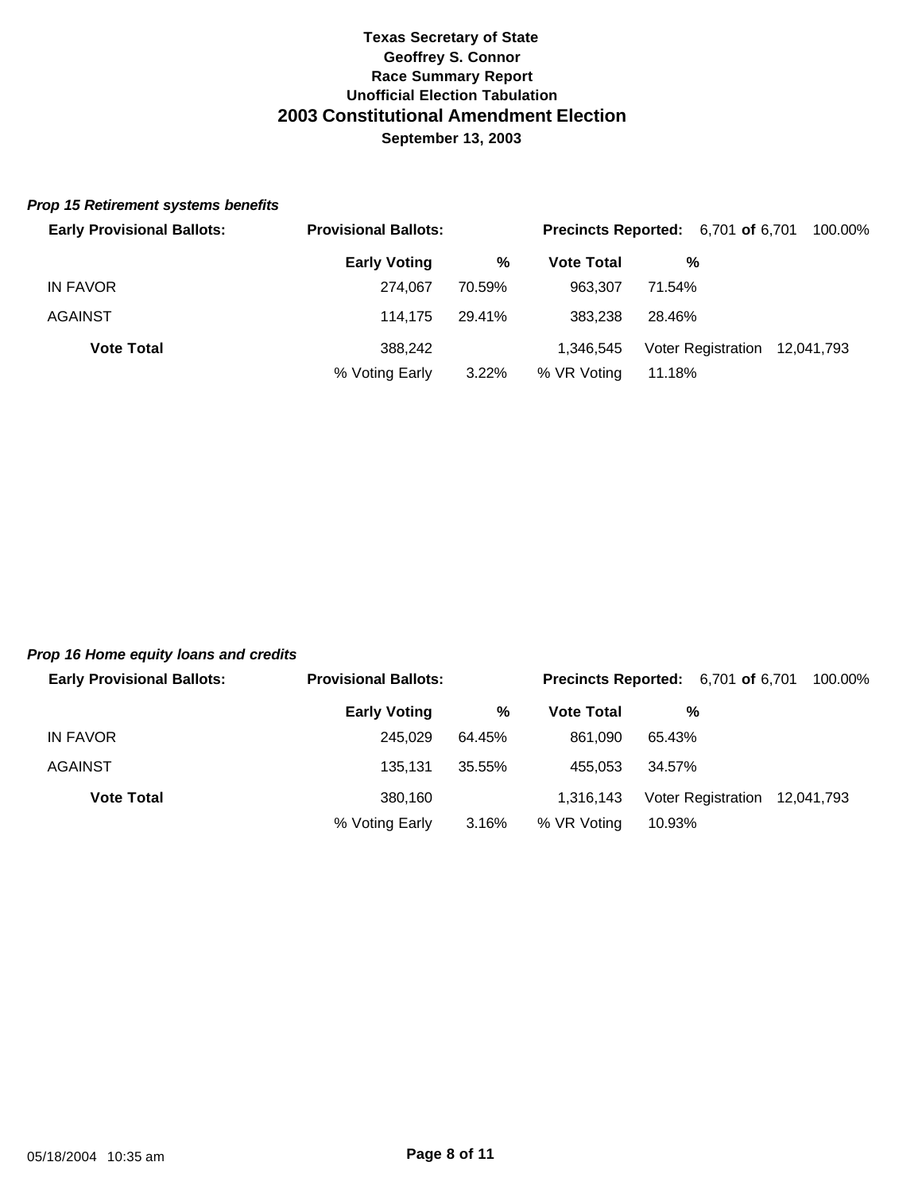**Texas Secretary of State**
**Geoffrey S. Connor**
**Race Summary Report**
**Unofficial Election Tabulation**

## 2003 Constitutional Amendment Election

**September 13, 2003**

### *Prop 15 Retirement systems benefits*

**Early Provisional Ballots:** | **Provisional Ballots:** | **Precincts Reported:** 6,701 **of** 6,701 100.00%

| | Early Voting | % | Vote Total | % | | |
|---|---|---|---|---|---|---|
| IN FAVOR | 274,067 | 70.59% | 963,307 | 71.54% | | |
| AGAINST | 114,175 | 29.41% | 383,238 | 28.46% | | |
| **Vote Total** | 388,242 | | 1,346,545 | Voter Registration | 12,041,793 | |
| | % Voting Early | 3.22% | % VR Voting | 11.18% | | |

### *Prop 16 Home equity loans and credits*

**Early Provisional Ballots:** | **Provisional Ballots:** | **Precincts Reported:** 6,701 **of** 6,701 100.00%

| | Early Voting | % | Vote Total | % | | |
|---|---|---|---|---|---|---|
| IN FAVOR | 245,029 | 64.45% | 861,090 | 65.43% | | |
| AGAINST | 135,131 | 35.55% | 455,053 | 34.57% | | |
| **Vote Total** | 380,160 | | 1,316,143 | Voter Registration | 12,041,793 | |
| | % Voting Early | 3.16% | % VR Voting | 10.93% | | |

05/18/2004 10:35 am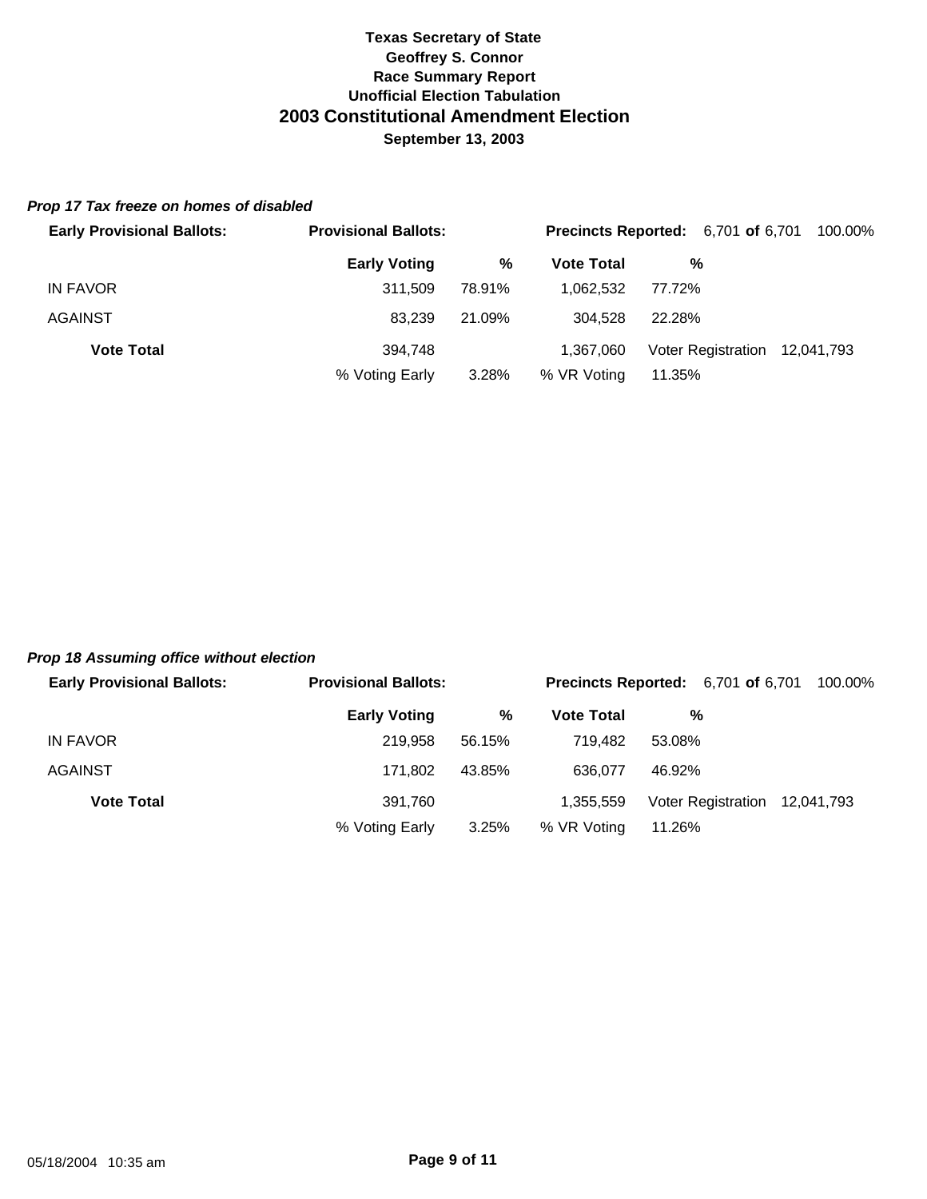**Texas Secretary of State**
**Geoffrey S. Connor**
**Race Summary Report**
**Unofficial Election Tabulation**

# 2003 Constitutional Amendment Election

**September 13, 2003**

### *Prop 17 Tax freeze on homes of disabled*

**Early Provisional Ballots:** | **Provisional Ballots:** | **Precincts Reported:** 6,701 **of** 6,701 100.00%

| | Early Voting | % | Vote Total | % | | |
|---|---|---|---|---|---|---|
| IN FAVOR | 311,509 | 78.91% | 1,062,532 | 77.72% | | |
| AGAINST | 83,239 | 21.09% | 304,528 | 22.28% | | |
| **Vote Total** | 394,748 | | 1,367,060 | Voter Registration | 12,041,793 | |
| | % Voting Early | 3.28% | % VR Voting | 11.35% | | |

### *Prop 18 Assuming office without election*

**Early Provisional Ballots:** | **Provisional Ballots:** | **Precincts Reported:** 6,701 **of** 6,701 100.00%

| | Early Voting | % | Vote Total | % | | |
|---|---|---|---|---|---|---|
| IN FAVOR | 219,958 | 56.15% | 719,482 | 53.08% | | |
| AGAINST | 171,802 | 43.85% | 636,077 | 46.92% | | |
| **Vote Total** | 391,760 | | 1,355,559 | Voter Registration | 12,041,793 | |
| | % Voting Early | 3.25% | % VR Voting | 11.26% | | |

05/18/2004 10:35 am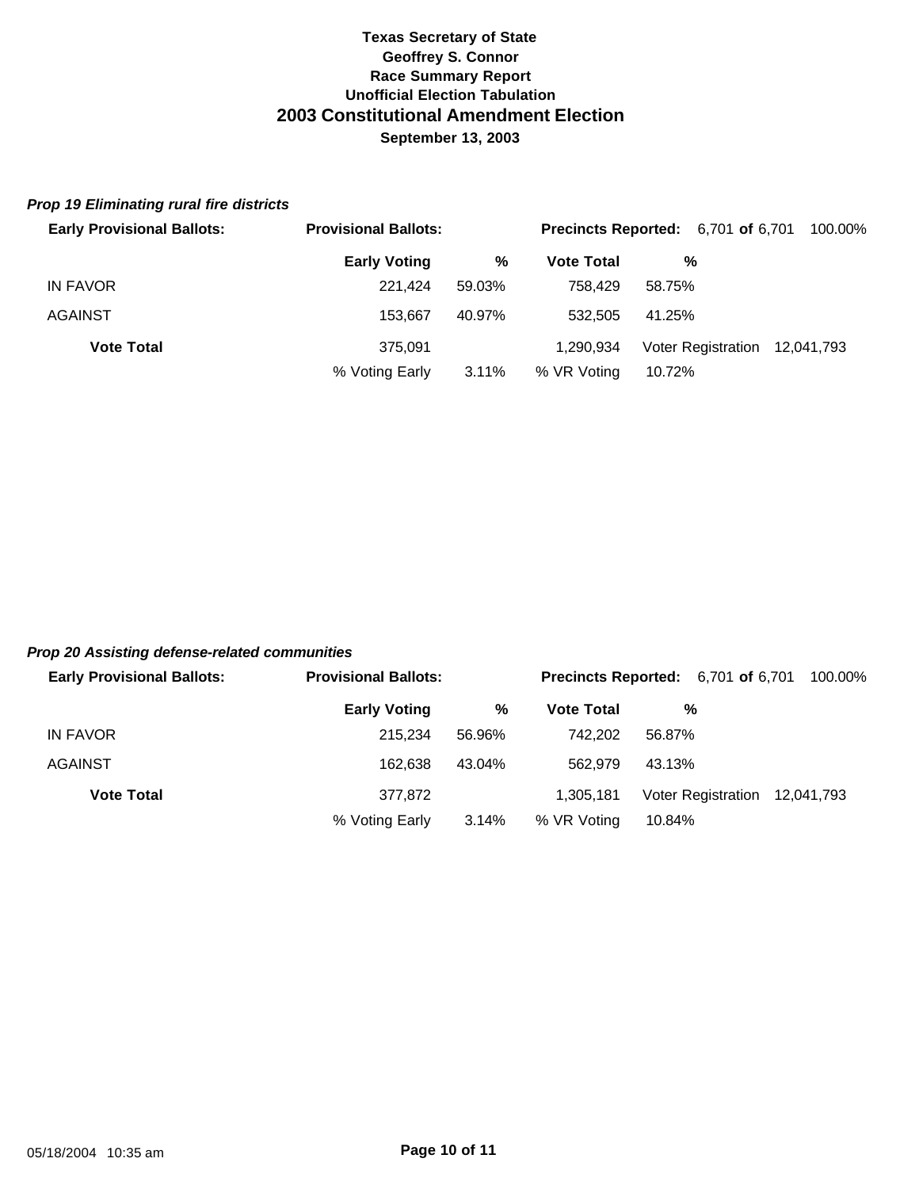**Texas Secretary of State**
**Geoffrey S. Connor**
**Race Summary Report**
**Unofficial Election Tabulation**

# 2003 Constitutional Amendment Election

**September 13, 2003**

### *Prop 19 Eliminating rural fire districts*

**Early Provisional Ballots:** | **Provisional Ballots:** | **Precincts Reported:** 6,701 **of** 6,701 100.00%

| | Early Voting | % | Vote Total | % | | |
|---|---|---|---|---|---|---|
| IN FAVOR | 221,424 | 59.03% | 758,429 | 58.75% | | |
| AGAINST | 153,667 | 40.97% | 532,505 | 41.25% | | |
| **Vote Total** | 375,091 | | 1,290,934 | Voter Registration | 12,041,793 | |
| | % Voting Early | 3.11% | % VR Voting | 10.72% | | |

### *Prop 20 Assisting defense-related communities*

**Early Provisional Ballots:** | **Provisional Ballots:** | **Precincts Reported:** 6,701 **of** 6,701 100.00%

| | Early Voting | % | Vote Total | % | | |
|---|---|---|---|---|---|---|
| IN FAVOR | 215,234 | 56.96% | 742,202 | 56.87% | | |
| AGAINST | 162,638 | 43.04% | 562,979 | 43.13% | | |
| **Vote Total** | 377,872 | | 1,305,181 | Voter Registration | 12,041,793 | |
| | % Voting Early | 3.14% | % VR Voting | 10.84% | | |

05/18/2004 10:35 am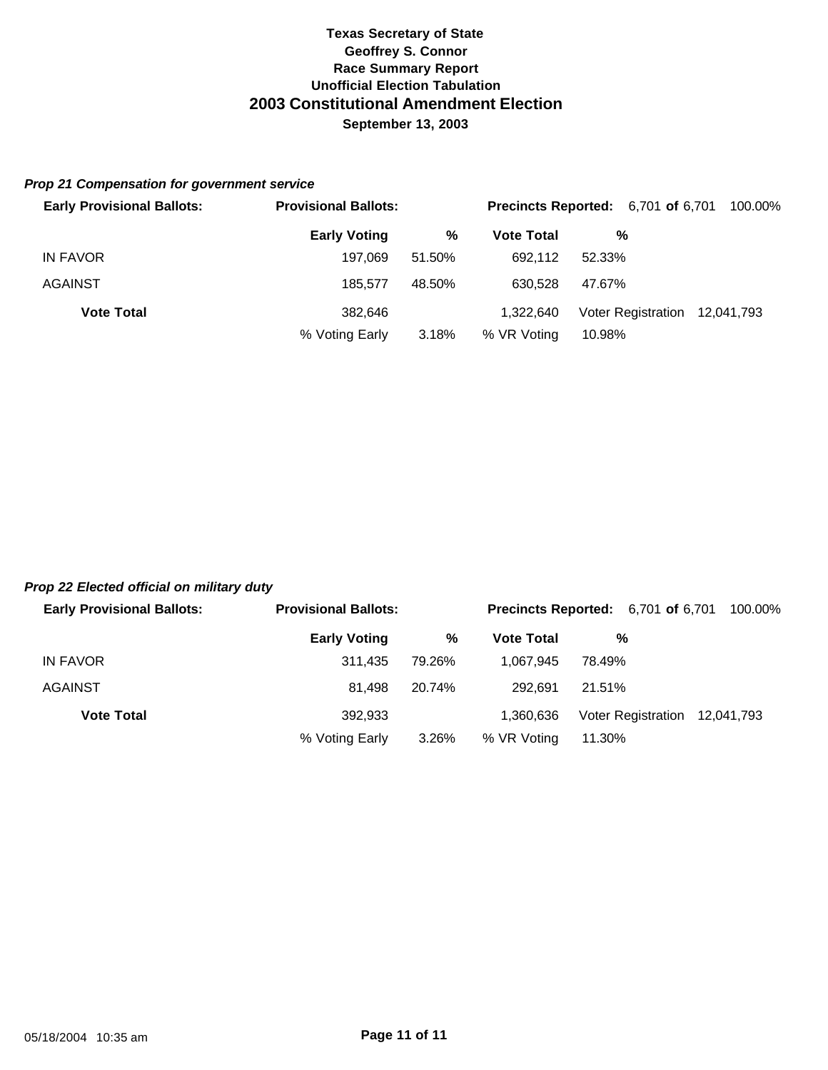**Texas Secretary of State**
**Geoffrey S. Connor**
**Race Summary Report**
**Unofficial Election Tabulation**

# 2003 Constitutional Amendment Election

**September 13, 2003**

### *Prop 21 Compensation for government service*

**Early Provisional Ballots:** **Provisional Ballots:** **Precincts Reported:** 6,701 **of** 6,701 100.00%

| | Early Voting | % | Vote Total | % | |
|---|---|---|---|---|---|
| IN FAVOR | 197,069 | 51.50% | 692,112 | 52.33% | |
| AGAINST | 185,577 | 48.50% | 630,528 | 47.67% | |
| **Vote Total** | 382,646 | | 1,322,640 | Voter Registration | 12,041,793 |
| | % Voting Early | 3.18% | % VR Voting | 10.98% | |

### *Prop 22 Elected official on military duty*

**Early Provisional Ballots:** **Provisional Ballots:** **Precincts Reported:** 6,701 **of** 6,701 100.00%

| | Early Voting | % | Vote Total | % | |
|---|---|---|---|---|---|
| IN FAVOR | 311,435 | 79.26% | 1,067,945 | 78.49% | |
| AGAINST | 81,498 | 20.74% | 292,691 | 21.51% | |
| **Vote Total** | 392,933 | | 1,360,636 | Voter Registration | 12,041,793 |
| | % Voting Early | 3.26% | % VR Voting | 11.30% | |

05/18/2004 10:35 am